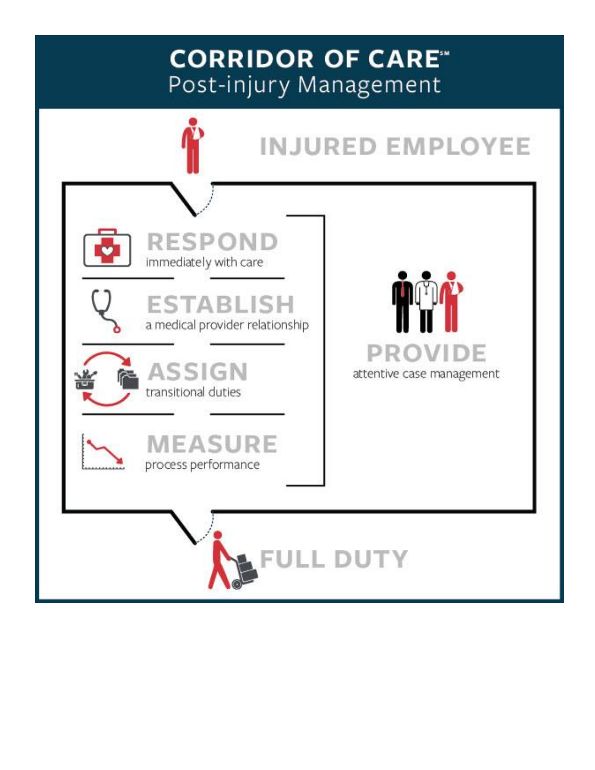# CORRIDOR OF CARE℠
## Post-injury Management

**INJURED EMPLOYEE**

**RESPOND**
immediately with care

**ESTABLISH**
a medical provider relationship

**ASSIGN**
transitional duties

**MEASURE**
process performance

**PROVIDE**
attentive case management

**FULL DUTY**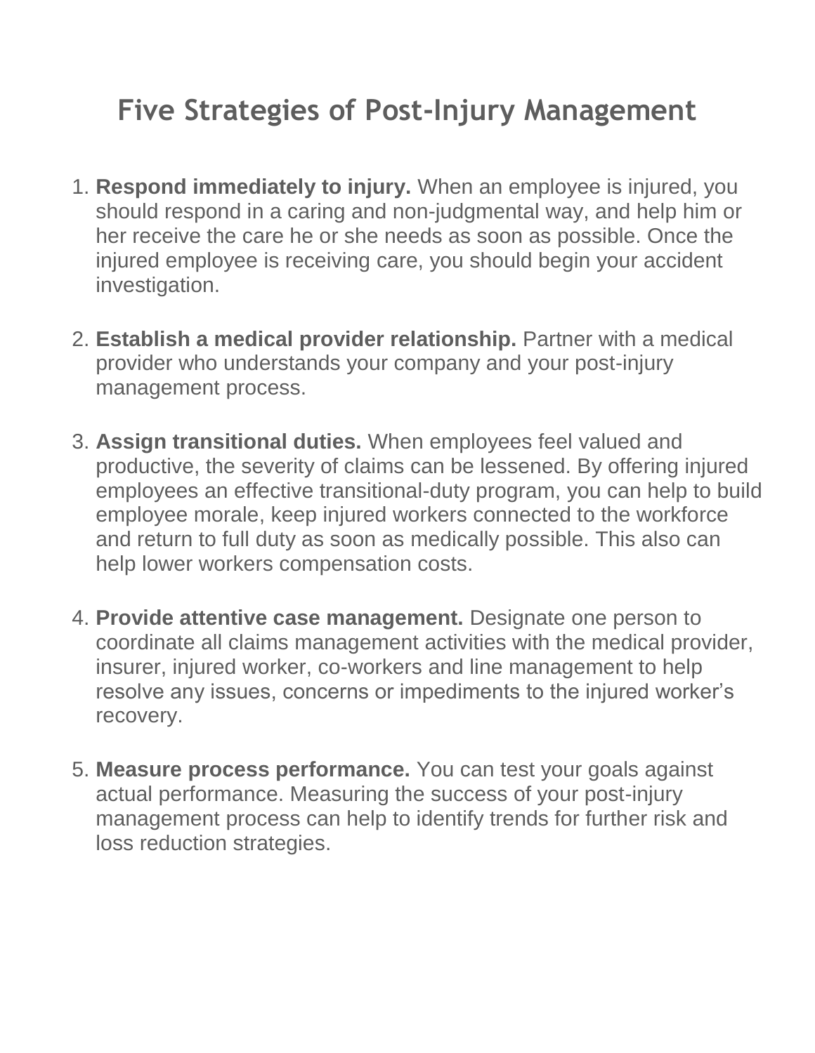# Five Strategies of Post-Injury Management

1. **Respond immediately to injury.** When an employee is injured, you should respond in a caring and non-judgmental way, and help him or her receive the care he or she needs as soon as possible. Once the injured employee is receiving care, you should begin your accident investigation.

2. **Establish a medical provider relationship.** Partner with a medical provider who understands your company and your post-injury management process.

3. **Assign transitional duties.** When employees feel valued and productive, the severity of claims can be lessened. By offering injured employees an effective transitional-duty program, you can help to build employee morale, keep injured workers connected to the workforce and return to full duty as soon as medically possible. This also can help lower workers compensation costs.

4. **Provide attentive case management.** Designate one person to coordinate all claims management activities with the medical provider, insurer, injured worker, co-workers and line management to help resolve any issues, concerns or impediments to the injured worker's recovery.

5. **Measure process performance.** You can test your goals against actual performance. Measuring the success of your post-injury management process can help to identify trends for further risk and loss reduction strategies.